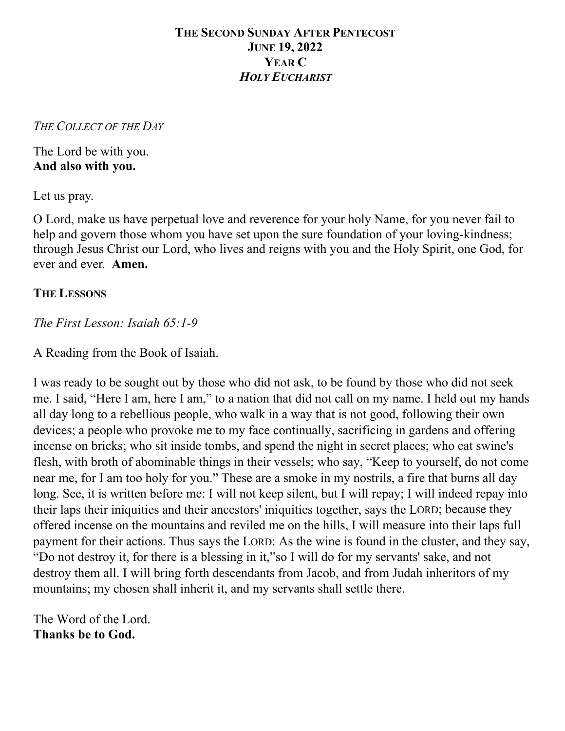**The Second Sunday After Pentecost**
**June 19, 2022**
**Year C**
***Holy Eucharist***

*The Collect of the Day*

The Lord be with you.
**And also with you.**

Let us pray.

O Lord, make us have perpetual love and reverence for your holy Name, for you never fail to help and govern those whom you have set upon the sure foundation of your loving-kindness; through Jesus Christ our Lord, who lives and reigns with you and the Holy Spirit, one God, for ever and ever. **Amen.**

**The Lessons**

*The First Lesson: Isaiah 65:1-9*

A Reading from the Book of Isaiah.

I was ready to be sought out by those who did not ask, to be found by those who did not seek me. I said, "Here I am, here I am," to a nation that did not call on my name. I held out my hands all day long to a rebellious people, who walk in a way that is not good, following their own devices; a people who provoke me to my face continually, sacrificing in gardens and offering incense on bricks; who sit inside tombs, and spend the night in secret places; who eat swine's flesh, with broth of abominable things in their vessels; who say, "Keep to yourself, do not come near me, for I am too holy for you." These are a smoke in my nostrils, a fire that burns all day long. See, it is written before me: I will not keep silent, but I will repay; I will indeed repay into their laps their iniquities and their ancestors' iniquities together, says the LORD; because they offered incense on the mountains and reviled me on the hills, I will measure into their laps full payment for their actions. Thus says the LORD: As the wine is found in the cluster, and they say, "Do not destroy it, for there is a blessing in it,"so I will do for my servants' sake, and not destroy them all. I will bring forth descendants from Jacob, and from Judah inheritors of my mountains; my chosen shall inherit it, and my servants shall settle there.

The Word of the Lord.
**Thanks be to God.**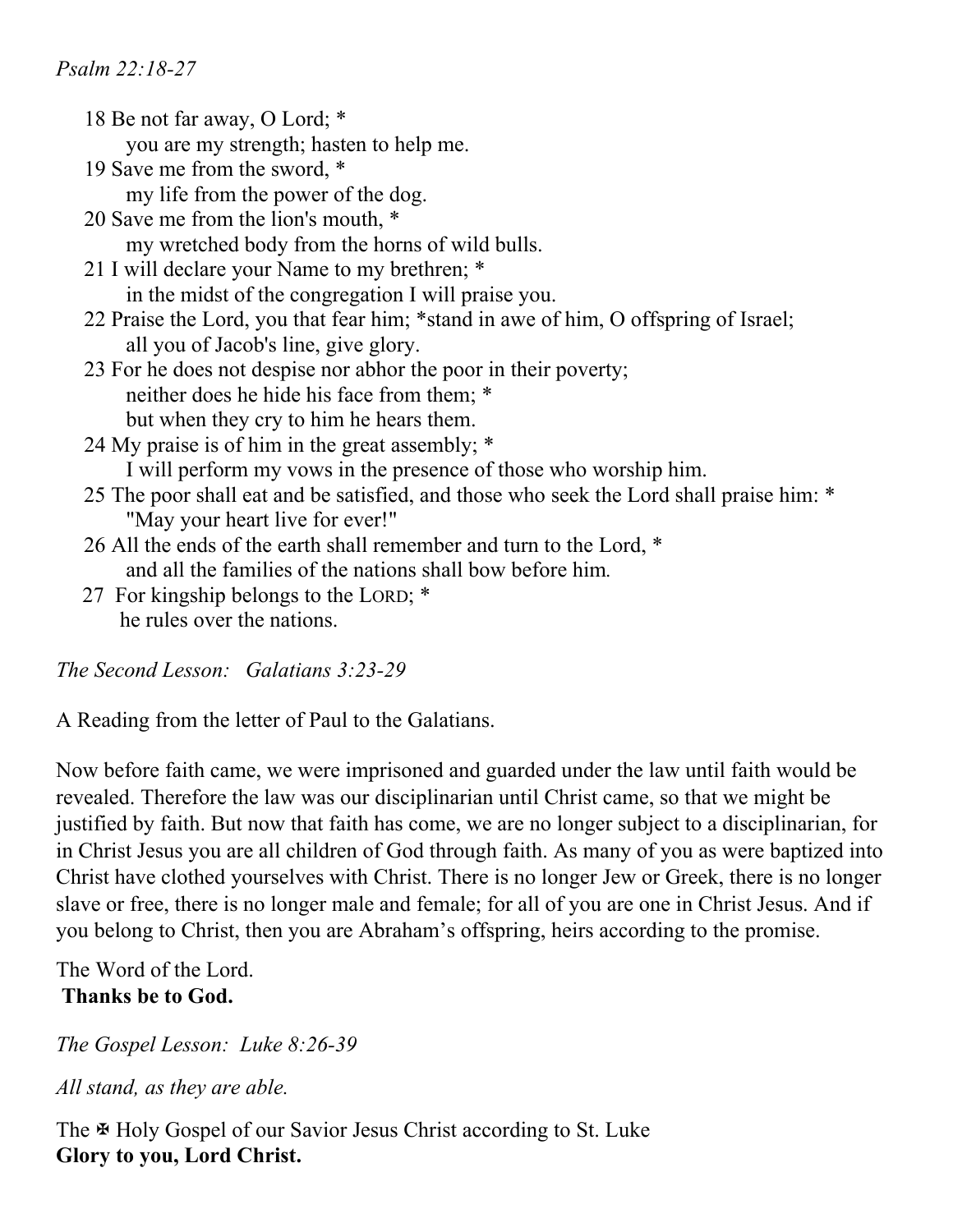*Psalm 22:18-27*

18 Be not far away, O Lord; *
    you are my strength; hasten to help me.
19 Save me from the sword, *
    my life from the power of the dog.
20 Save me from the lion's mouth, *
    my wretched body from the horns of wild bulls.
21 I will declare your Name to my brethren; *
    in the midst of the congregation I will praise you.
22 Praise the Lord, you that fear him; *stand in awe of him, O offspring of Israel;
    all you of Jacob's line, give glory.
23 For he does not despise nor abhor the poor in their poverty;
    neither does he hide his face from them; *
    but when they cry to him he hears them.
24 My praise is of him in the great assembly; *
    I will perform my vows in the presence of those who worship him.
25 The poor shall eat and be satisfied, and those who seek the Lord shall praise him: *
    "May your heart live for ever!"
26 All the ends of the earth shall remember and turn to the Lord, *
    and all the families of the nations shall bow before him.
27 For kingship belongs to the LORD; *
    he rules over the nations.

*The Second Lesson: Galatians 3:23-29*

A Reading from the letter of Paul to the Galatians.

Now before faith came, we were imprisoned and guarded under the law until faith would be revealed. Therefore the law was our disciplinarian until Christ came, so that we might be justified by faith. But now that faith has come, we are no longer subject to a disciplinarian, for in Christ Jesus you are all children of God through faith. As many of you as were baptized into Christ have clothed yourselves with Christ. There is no longer Jew or Greek, there is no longer slave or free, there is no longer male and female; for all of you are one in Christ Jesus. And if you belong to Christ, then you are Abraham's offspring, heirs according to the promise.

The Word of the Lord.
**Thanks be to God.**

*The Gospel Lesson: Luke 8:26-39*

*All stand, as they are able.*

The ✠ Holy Gospel of our Savior Jesus Christ according to St. Luke
**Glory to you, Lord Christ.**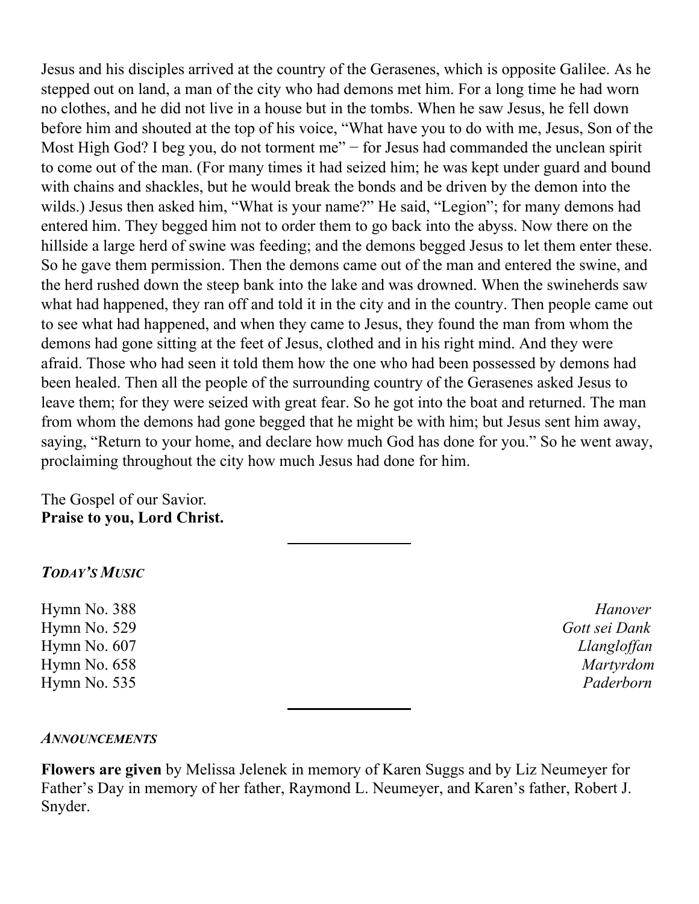Jesus and his disciples arrived at the country of the Gerasenes, which is opposite Galilee. As he stepped out on land, a man of the city who had demons met him. For a long time he had worn no clothes, and he did not live in a house but in the tombs. When he saw Jesus, he fell down before him and shouted at the top of his voice, "What have you to do with me, Jesus, Son of the Most High God? I beg you, do not torment me" − for Jesus had commanded the unclean spirit to come out of the man. (For many times it had seized him; he was kept under guard and bound with chains and shackles, but he would break the bonds and be driven by the demon into the wilds.) Jesus then asked him, "What is your name?" He said, "Legion"; for many demons had entered him. They begged him not to order them to go back into the abyss. Now there on the hillside a large herd of swine was feeding; and the demons begged Jesus to let them enter these. So he gave them permission. Then the demons came out of the man and entered the swine, and the herd rushed down the steep bank into the lake and was drowned. When the swineherds saw what had happened, they ran off and told it in the city and in the country. Then people came out to see what had happened, and when they came to Jesus, they found the man from whom the demons had gone sitting at the feet of Jesus, clothed and in his right mind. And they were afraid. Those who had seen it told them how the one who had been possessed by demons had been healed. Then all the people of the surrounding country of the Gerasenes asked Jesus to leave them; for they were seized with great fear. So he got into the boat and returned. The man from whom the demons had gone begged that he might be with him; but Jesus sent him away, saying, "Return to your home, and declare how much God has done for you." So he went away, proclaiming throughout the city how much Jesus had done for him.

The Gospel of our Savior.
**Praise to you, Lord Christ.**

---

***TODAY'S MUSIC***

| | |
|---|---|
| Hymn No. 388 | *Hanover* |
| Hymn No. 529 | *Gott sei Dank* |
| Hymn No. 607 | *Llangloffan* |
| Hymn No. 658 | *Martyrdom* |
| Hymn No. 535 | *Paderborn* |

---

***ANNOUNCEMENTS***

**Flowers are given** by Melissa Jelenek in memory of Karen Suggs and by Liz Neumeyer for Father's Day in memory of her father, Raymond L. Neumeyer, and Karen's father, Robert J. Snyder.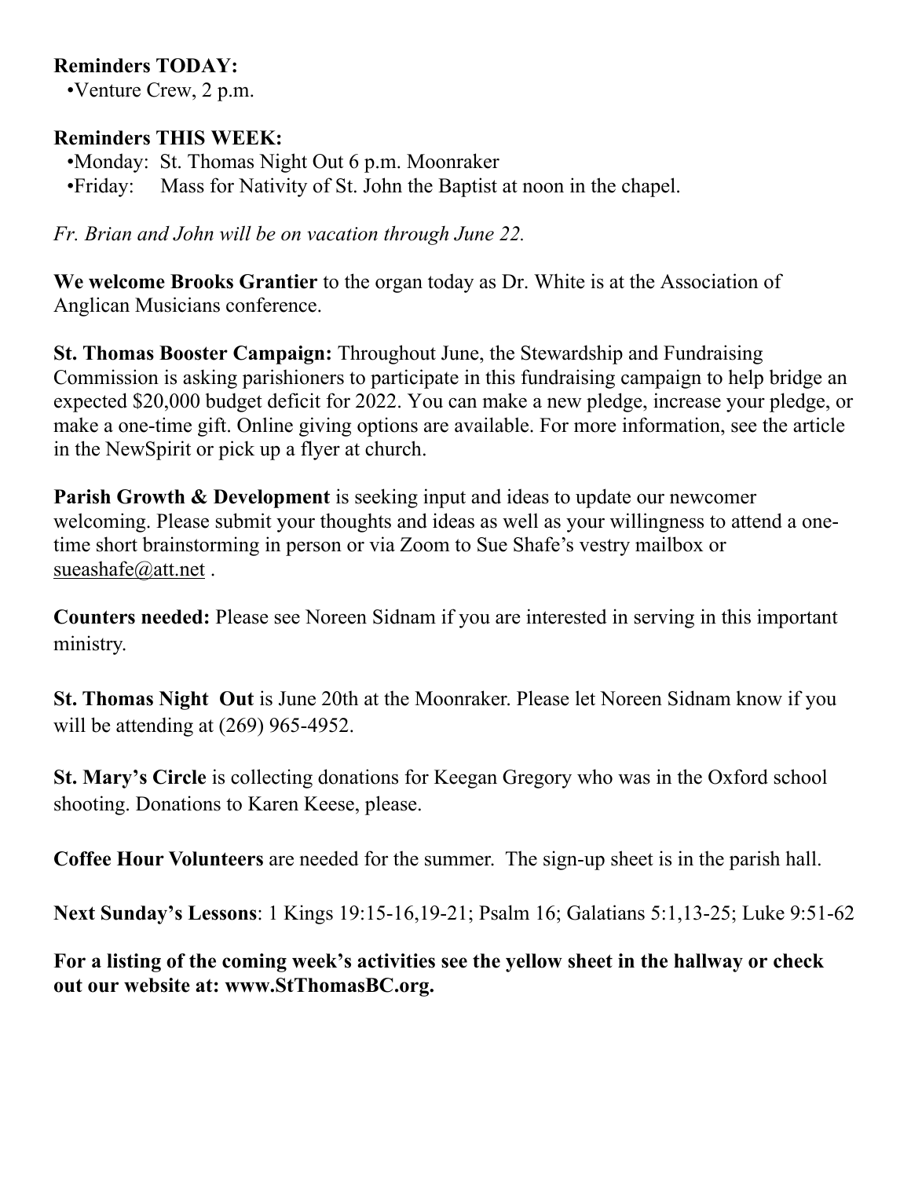**Reminders TODAY:**

- Venture Crew, 2 p.m.

**Reminders THIS WEEK:**

- Monday: St. Thomas Night Out 6 p.m. Moonraker
- Friday: Mass for Nativity of St. John the Baptist at noon in the chapel.

*Fr. Brian and John will be on vacation through June 22.*

**We welcome Brooks Grantier** to the organ today as Dr. White is at the Association of Anglican Musicians conference.

**St. Thomas Booster Campaign:** Throughout June, the Stewardship and Fundraising Commission is asking parishioners to participate in this fundraising campaign to help bridge an expected $20,000 budget deficit for 2022. You can make a new pledge, increase your pledge, or make a one-time gift. Online giving options are available. For more information, see the article in the NewSpirit or pick up a flyer at church.

**Parish Growth & Development** is seeking input and ideas to update our newcomer welcoming. Please submit your thoughts and ideas as well as your willingness to attend a one-time short brainstorming in person or via Zoom to Sue Shafe's vestry mailbox or sueashafe@att.net .

**Counters needed:** Please see Noreen Sidnam if you are interested in serving in this important ministry.

**St. Thomas Night Out** is June 20th at the Moonraker. Please let Noreen Sidnam know if you will be attending at (269) 965-4952.

**St. Mary's Circle** is collecting donations for Keegan Gregory who was in the Oxford school shooting. Donations to Karen Keese, please.

**Coffee Hour Volunteers** are needed for the summer. The sign-up sheet is in the parish hall.

**Next Sunday's Lessons**: 1 Kings 19:15-16,19-21; Psalm 16; Galatians 5:1,13-25; Luke 9:51-62

**For a listing of the coming week's activities see the yellow sheet in the hallway or check out our website at: www.StThomasBC.org.**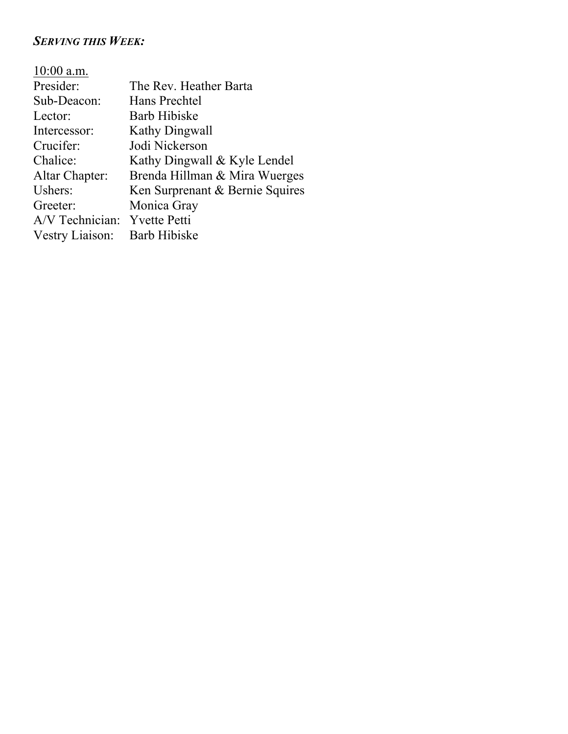***SERVING THIS WEEK:***

10:00 a.m.

| | |
|---|---|
| Presider: | The Rev. Heather Barta |
| Sub-Deacon: | Hans Prechtel |
| Lector: | Barb Hibiske |
| Intercessor: | Kathy Dingwall |
| Crucifer: | Jodi Nickerson |
| Chalice: | Kathy Dingwall & Kyle Lendel |
| Altar Chapter: | Brenda Hillman & Mira Wuerges |
| Ushers: | Ken Surprenant & Bernie Squires |
| Greeter: | Monica Gray |
| A/V Technician: | Yvette Petti |
| Vestry Liaison: | Barb Hibiske |